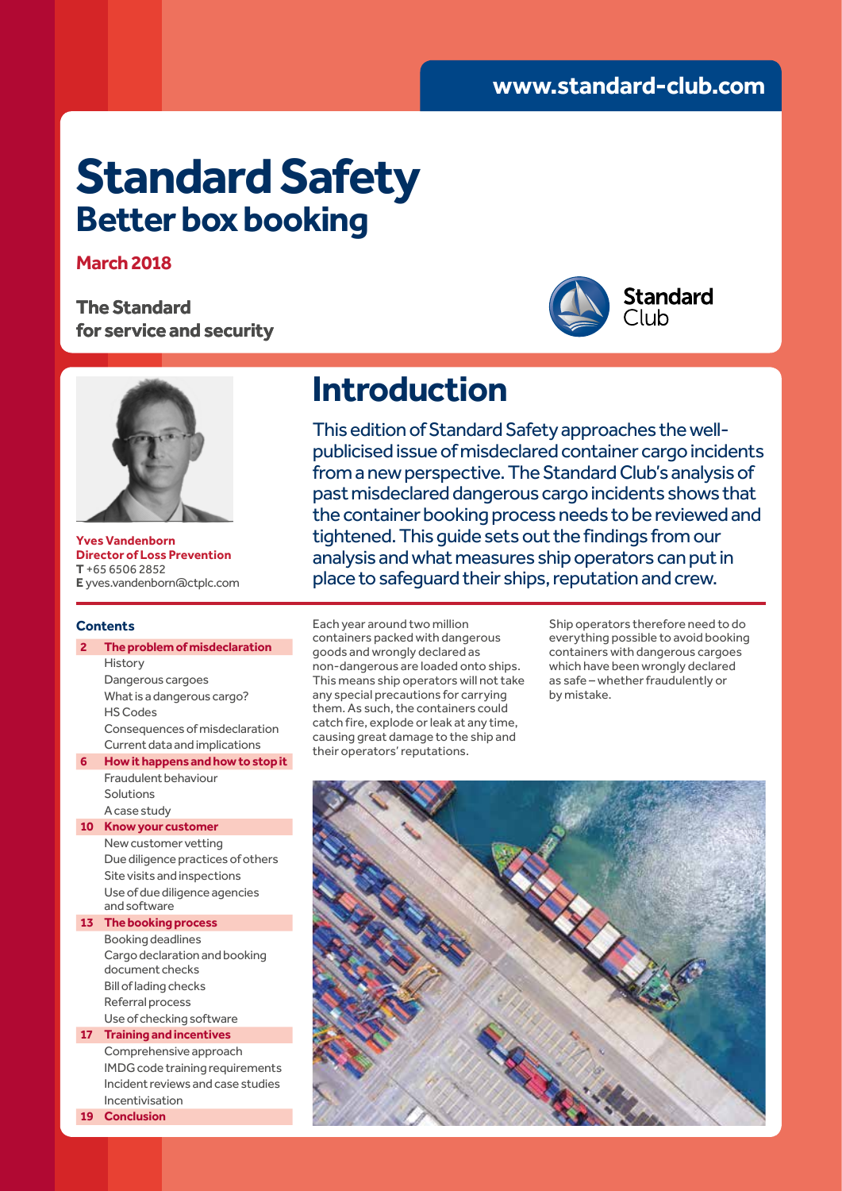www.standard-club.com

# Standard Safety
## Better box booking

**March 2018**

**The Standard for service and security**

Standard Club

**Yves Vandenborn**
**Director of Loss Prevention**
**T** +65 6506 2852
**E** yves.vandenborn@ctplc.com

## Contents

- **2 The problem of misdeclaration**
  - History
  - Dangerous cargoes
  - What is a dangerous cargo?
  - HS Codes
  - Consequences of misdeclaration
  - Current data and implications
- **6 How it happens and how to stop it**
  - Fraudulent behaviour
  - Solutions
  - A case study
- **10 Know your customer**
  - New customer vetting
  - Due diligence practices of others
  - Site visits and inspections
  - Use of due diligence agencies and software
- **13 The booking process**
  - Booking deadlines
  - Cargo declaration and booking document checks
  - Bill of lading checks
  - Referral process
  - Use of checking software
- **17 Training and incentives**
  - Comprehensive approach
  - IMDG code training requirements
  - Incident reviews and case studies
  - Incentivisation
- **19 Conclusion**

# Introduction

This edition of Standard Safety approaches the well-publicised issue of misdeclared container cargo incidents from a new perspective. The Standard Club's analysis of past misdeclared dangerous cargo incidents shows that the container booking process needs to be reviewed and tightened. This guide sets out the findings from our analysis and what measures ship operators can put in place to safeguard their ships, reputation and crew.

Each year around two million containers packed with dangerous goods and wrongly declared as non-dangerous are loaded onto ships. This means ship operators will not take any special precautions for carrying them. As such, the containers could catch fire, explode or leak at any time, causing great damage to the ship and their operators' reputations.

Ship operators therefore need to do everything possible to avoid booking containers with dangerous cargoes which have been wrongly declared as safe – whether fraudulently or by mistake.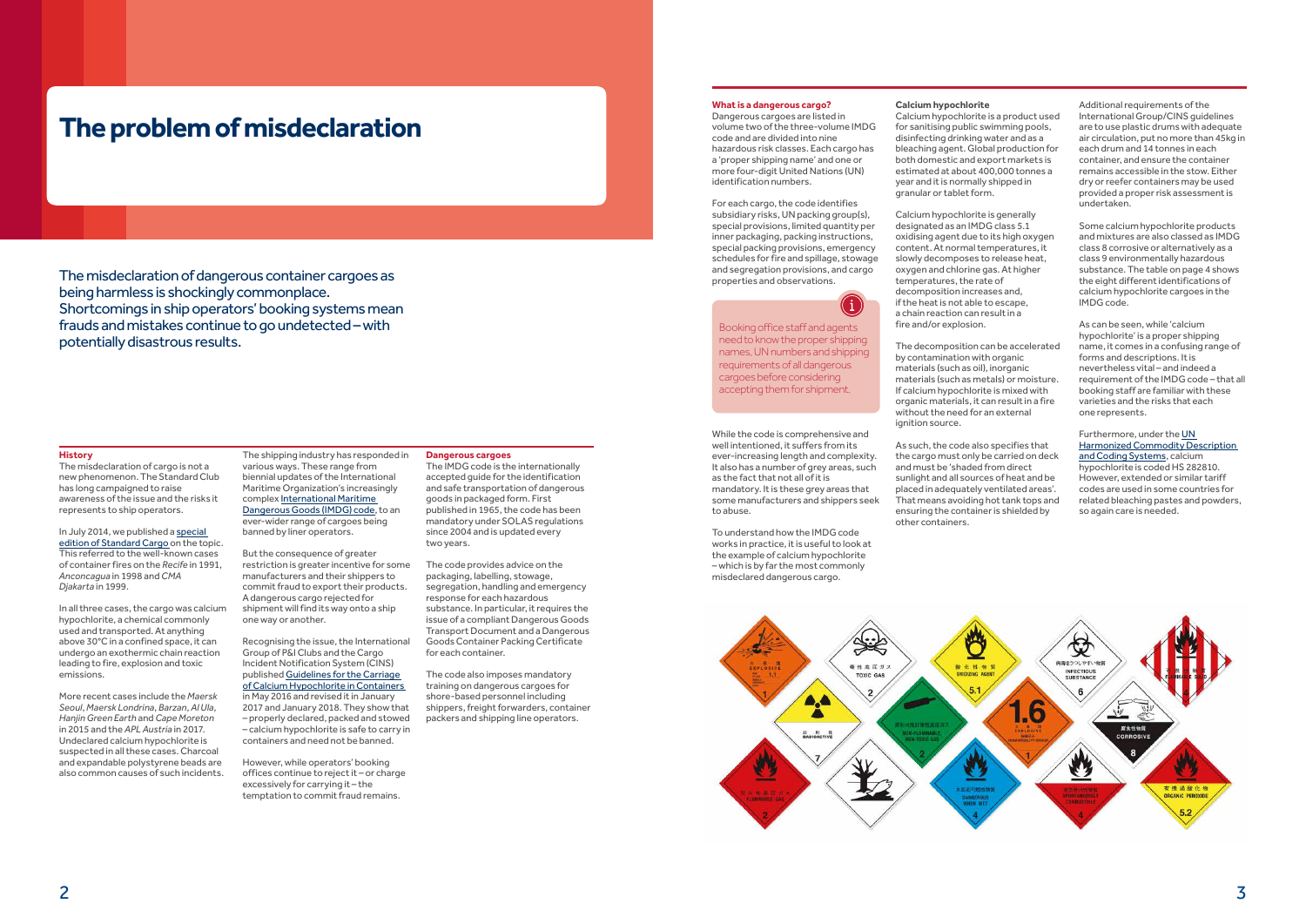# The problem of misdeclaration

The misdeclaration of dangerous container cargoes as being harmless is shockingly commonplace. Shortcomings in ship operators' booking systems mean frauds and mistakes continue to go undetected – with potentially disastrous results.

## History

The misdeclaration of cargo is not a new phenomenon. The Standard Club has long campaigned to raise awareness of the issue and the risks it represents to ship operators.

In July 2014, we published a special edition of Standard Cargo on the topic. This referred to the well-known cases of container fires on the *Recife* in 1991, *Anconcagua* in 1998 and *CMA Djakarta* in 1999.

In all three cases, the cargo was calcium hypochlorite, a chemical commonly used and transported. At anything above 30°C in a confined space, it can undergo an exothermic chain reaction leading to fire, explosion and toxic emissions.

More recent cases include the *Maersk Seoul*, *Maersk Londrina*, *Barzan*, *Al Ula*, *Hanjin Green Earth* and *Cape Moreton* in 2015 and the *APL Austria* in 2017. Undeclared calcium hypochlorite is suspected in all these cases. Charcoal and expandable polystyrene beads are also common causes of such incidents.

The shipping industry has responded in various ways. These range from biennial updates of the International Maritime Organization's increasingly complex International Maritime Dangerous Goods (IMDG) code, to an ever-wider range of cargoes being banned by liner operators.

But the consequence of greater restriction is greater incentive for some manufacturers and their shippers to commit fraud to export their products. A dangerous cargo rejected for shipment will find its way onto a ship one way or another.

Recognising the issue, the International Group of P&I Clubs and the Cargo Incident Notification System (CINS) published Guidelines for the Carriage of Calcium Hypochlorite in Containers in May 2016 and revised it in January 2017 and January 2018. They show that – properly declared, packed and stowed – calcium hypochlorite is safe to carry in containers and need not be banned.

However, while operators' booking offices continue to reject it – or charge excessively for carrying it – the temptation to commit fraud remains.

## Dangerous cargoes

The IMDG code is the internationally accepted guide for the identification and safe transportation of dangerous goods in packaged form. First published in 1965, the code has been mandatory under SOLAS regulations since 2004 and is updated every two years.

The code provides advice on the packaging, labelling, stowage, segregation, handling and emergency response for each hazardous substance. In particular, it requires the issue of a compliant Dangerous Goods Transport Document and a Dangerous Goods Container Packing Certificate for each container.

The code also imposes mandatory training on shore-based personnel including shippers, freight forwarders, container packers and shipping line operators.

**What is a dangerous cargo?**

Dangerous cargoes are listed in volume two of the three-volume IMDG code and are divided into nine hazardous risk classes. Each cargo has a 'proper shipping name' and one or more four-digit United Nations (UN) identification numbers.

For each cargo, the code identifies subsidiary risks, UN packing group(s), special provisions, limited quantity per inner packaging, packing instructions, special packing provisions, emergency schedules for fire and spillage, stowage and segregation provisions, and cargo properties and observations.

> Booking office staff and agents need to know the proper shipping names, UN numbers and shipping requirements of all dangerous cargoes before considering accepting them for shipment.

While the code is comprehensive and well intentioned, it suffers from its ever-increasing length and complexity. It also has a number of grey areas, such as the fact that not all of it is mandatory. It is these grey areas that some manufacturers and shippers seek to abuse.

To understand how the IMDG code works in practice, it is useful to look at the example of calcium hypochlorite – which is by far the most commonly misdeclared dangerous cargo.

**Calcium hypochlorite**

Calcium hypochlorite is a product used for sanitising public swimming pools, disinfecting drinking water and as a bleaching agent. Global production for both domestic and export markets is estimated at about 400,000 tonnes a year and it is normally shipped in granular or tablet form.

Calcium hypochlorite is generally designated as an IMDG class 5.1 oxidising agent due to its high oxygen content. At normal temperatures, it slowly decomposes to release heat, oxygen and chlorine gas. At higher temperatures, the rate of decomposition increases and, if the heat is not able to escape, a chain reaction can result in a fire and/or explosion.

The decomposition can be accelerated by contamination with organic materials (such as oil), inorganic materials (such as metals) or moisture. If calcium hypochlorite is mixed with organic materials, it can result in a fire without the need for an external ignition source.

As such, the code also specifies that the cargo must only be carried on deck and must be 'shaded from direct sunlight and all sources of heat and be placed in adequately ventilated areas'. That means avoiding hot tank tops and ensuring the container is shielded by other containers.

Additional requirements of the International Group/CINS guidelines are to use plastic drums with adequate air circulation, put no more than 45kg in each drum and 14 tonnes in each container, and ensure the container remains accessible in the stow. Either dry or reefer containers may be used provided a proper risk assessment is undertaken.

Some calcium hypochlorite products and mixtures are also classed as IMDG class 8 corrosive or alternatively as a class 9 environmentally hazardous substance. The table on page 4 shows the eight different identifications of calcium hypochlorite cargoes in the IMDG code.

As can be seen, while 'calcium hypochlorite' is a proper shipping name, it comes in a confusing range of forms and descriptions. It is nevertheless vital – and indeed a requirement of the IMDG code – that all booking staff are familiar with these varieties and the risks that each one represents.

Furthermore, under the UN Harmonized Commodity Description and Coding Systems, calcium hypochlorite is coded HS 282810. However, extended or similar tariff codes are used in some countries for related bleaching pastes and powders, so again care is needed.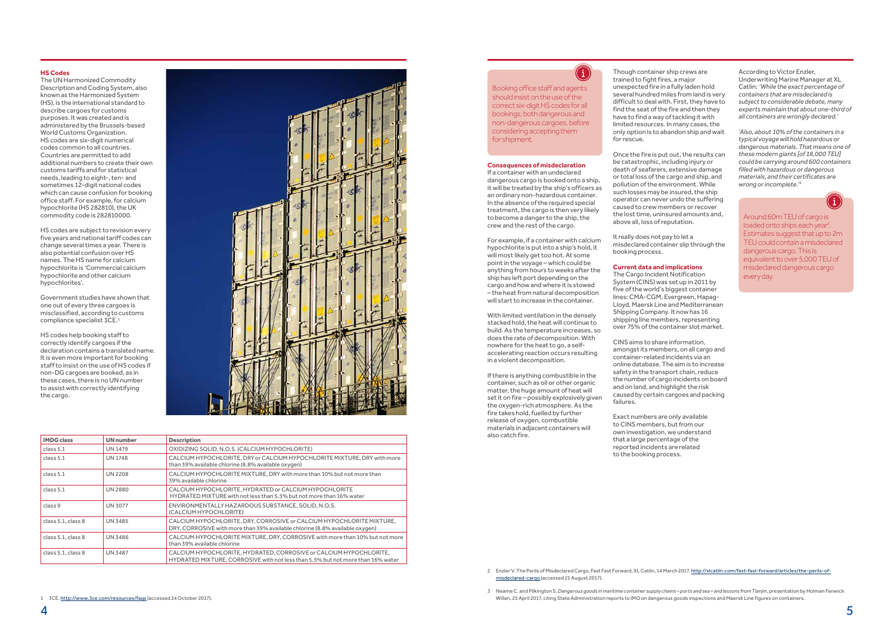### HS Codes

The UN Harmonized Commodity Description and Coding System, also known as the Harmonized System (HS), is the international standard to describe cargoes for customs purposes. It was created and is administered by the Brussels-based World Customs Organization. HS codes are six-digit numerical codes common to all countries. Countries are permitted to add additional numbers to create their own customs tariffs and for statistical needs, leading to eight-, ten- and sometimes 12-digit national codes which can cause confusion for booking office staff. For example, for calcium hypochlorite (HS 282810), the UK commodity code is 282810000.

HS codes are subject to revision every five years and national tariff codes can change several times a year. There is also potential confusion over HS names. The HS name for calcium hypochlorite is 'Commercial calcium hypochlorite and other calcium hypochlorites'.

Government studies have shown that one out of every three cargoes is misclassified, according to customs compliance specialist 3CE.[1]

HS codes help booking staff to correctly identify cargoes if the declaration contains a translated name. It is even more important for booking staff to insist on the use of HS codes if non-DG cargoes are booked, as in these cases, there is no UN number to assist with correctly identifying the cargo.

| IMDG class | UN number | Description |
|---|---|---|
| class 5.1 | UN 1479 | OXIDIZING SOLID, N.O.S. (CALCIUM HYPOCHLORITE) |
| class 5.1 | UN 1748 | CALCIUM HYPOCHLORITE, DRY or CALCIUM HYPOCHLORITE MIXTURE, DRY with more than 39% available chlorine (8.8% available oxygen) |
| class 5.1 | UN 2208 | CALCIUM HYPOCHLORITE MIXTURE, DRY with more than 10% but not more than 39% available chlorine |
| class 5.1 | UN 2880 | CALCIUM HYPOCHLORITE, HYDRATED or CALCIUM HYPOCHLORITE HYDRATED MIXTURE with not less than 5.5% but not more than 16% water |
| class 9 | UN 3077 | ENVIRONMENTALLY HAZARDOUS SUBSTANCE, SOLID, N.O.S. (CALCIUM HYPOCHLORITE) |
| class 5.1, class 8 | UN 3485 | CALCIUM HYPOCHLORITE, DRY, CORROSIVE or CALCIUM HYPOCHLORITE MIXTURE, DRY, CORROSIVE with more than 39% available chlorine (8.8% available oxygen) |
| class 5.1, class 8 | UN 3486 | CALCIUM HYPOCHLORITE MIXTURE, DRY, CORROSIVE with more than 10% but not more than 39% available chlorine |
| class 5.1, class 8 | UN 3487 | CALCIUM HYPOCHLORITE, HYDRATED, CORROSIVE or CALCIUM HYPOCHLORITE, HYDRATED MIXTURE, CORROSIVE with not less than 5.5% but not more than 16% water |

1 3CE. http://www.3ce.com/resources/faqs (accessed 24 October 2017).

Booking office staff and agents should insist on the use of the correct six-digit HS codes for all bookings, both dangerous and non-dangerous cargoes, before considering accepting them for shipment.

### Consequences of misdeclaration

If a container with an undeclared dangerous cargo is booked onto a ship, it will be treated by the ship's officers as an ordinary non-hazardous container. In the absence of the required special treatment, the cargo is then very likely to become a danger to the ship, the crew and the rest of the cargo.

For example, if a container with calcium hypochlorite is put into a ship's hold, it will most likely get too hot. At some point in the voyage – which could be anything from hours to weeks after the ship has left port depending on the cargo and how and where it is stowed – the heat from natural decomposition will start to increase in the container.

With limited ventilation in the densely stacked hold, the heat will continue to build. As the temperature increases, so does the rate of decomposition. With nowhere for the heat to go, a self-accelerating reaction occurs resulting in a violent decomposition.

If there is anything combustible in the container, such as oil or other organic matter, the huge amount of heat will set it on fire – possibly explosively given the oxygen-rich atmosphere. As the fire takes hold, fuelled by further release of oxygen, combustible materials in adjacent containers will also catch fire.

Though container ship crews are trained to fight fires, a major unexpected fire in a fully laden hold several hundred miles from land is very difficult to deal with. First, they have to find the seat of the fire and then they have to find a way of tackling it with limited resources. In many cases, the only option is to abandon ship and wait for rescue.

Once the fire is put out, the results can be catastrophic, including injury or death of seafarers, extensive damage or total loss of the cargo and ship, and pollution of the environment. While such losses may be insured, the ship operator can never undo the suffering caused to crew members or recover the lost time, uninsured amounts and, above all, loss of reputation.

It really does not pay to let a misdeclared container slip through the booking process.

### Current data and implications

The Cargo Incident Notification System (CINS) was set up in 2011 by five of the world's biggest container lines: CMA-CGM, Evergreen, Hapag-Lloyd, Maersk Line and Mediterranean Shipping Company. It now has 16 shipping line members, representing over 75% of the container slot market.

CINS aims to share information, amongst its members, on all cargo and container-related incidents via an online database. The aim is to increase safety in the transport chain, reduce the number of cargo incidents on board and on land, and highlight the risk caused by certain cargoes and packing failures.

Exact numbers are only available to CINS members, but from our own investigation, we understand that a large percentage of the reported incidents are related to the booking process.

According to Victor Enzler, Underwriting Marine Manager at XL Catlin: *'While the exact percentage of containers that are misdeclared is subject to considerable debate, many experts maintain that about one-third of all containers are wrongly declared.'*

*'Also, about 10% of the containers in a typical voyage will hold hazardous or dangerous materials. That means one of these modern giants [of 18,000 TEU] could be carrying around 600 containers filled with hazardous or dangerous materials, and their certificates are wrong or incomplete.'*[2]

Around 60m TEU of cargo is loaded onto ships each year[3]. Estimates suggest that up to 2m TEU could contain a misdeclared dangerous cargo. This is equivalent to over 5,000 TEU of misdeclared dangerous cargo every day.

2 Enzler V. The Perils of Misdeclared Cargo, Fast Fast Forward, XL Catlin, 14 March 2017. http://xlcatlin.com/fast-fast-forward/articles/the-perils-of-misdeclared-cargo (accessed 21 August 2017).

3 Neame C. and Pilkington S. *Dangerous goods in maritime container supply chains – ports and sea – and lessons from Tianjin*, presentation by Holman Fenwick Willan, 25 April 2017, citing State Administration reports to IMO on dangerous goods inspections and Maersk Line figures on containers.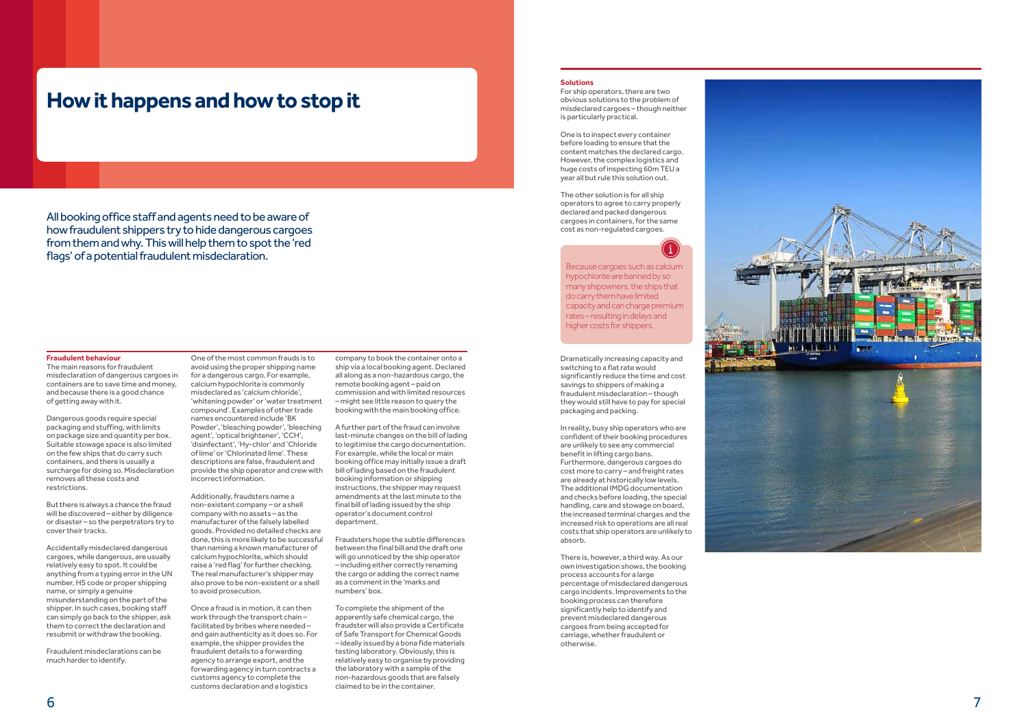# How it happens and how to stop it

All booking office staff and agents need to be aware of how fraudulent shippers try to hide dangerous cargoes from them and why. This will help them to spot the 'red flags' of a potential fraudulent misdeclaration.

### Fraudulent behaviour

The main reasons for fraudulent misdeclaration of dangerous cargoes in containers are to save time and money, and because there is a good chance of getting away with it.

Dangerous goods require special packaging and stuffing, with limits on package size and quantity per box. Suitable stowage space is also limited on the few ships that do carry such containers, and there is usually a surcharge for doing so. Misdeclaration removes all these costs and restrictions.

But there is always a chance the fraud will be discovered – either by diligence or disaster – so the perpetrators try to cover their tracks.

Accidentally misdeclared dangerous cargoes, while dangerous, are usually relatively easy to spot. It could be anything from a typing error in the UN number, HS code or proper shipping name, or simply a genuine misunderstanding on the part of the shipper. In such cases, booking staff can simply go back to the shipper, ask them to correct the declaration and resubmit or withdraw the booking.

Fraudulent misdeclarations can be much harder to identify.

One of the most common frauds is to avoid using the proper shipping name for a dangerous cargo. For example, calcium hypochlorite is commonly misdeclared as 'calcium chloride', 'whitening powder' or 'water treatment compound'. Examples of other trade names encountered include 'BK Powder', 'bleaching powder', 'bleaching agent', 'optical brightener', 'CCH', 'disinfectant', 'Hy-chlor' and 'Chloride of lime' or 'Chlorinated lime'. These descriptions are false, fraudulent and provide the ship operator and crew with incorrect information.

Additionally, fraudsters name a non-existent company – or a shell company with no assets – as the manufacturer of the falsely labelled goods. Provided no detailed checks are done, this is more likely to be successful than naming a known manufacturer of calcium hypochlorite, which should raise a 'red flag' for further checking. The real manufacturer's shipper may also prove to be non-existent or a shell to avoid prosecution.

Once a fraud is in motion, it can then work through the transport chain – facilitated by bribes where needed – and gain authenticity as it does so. For example, the shipper provides the fraudulent details to a forwarding agency to arrange export, and the forwarding agency in turn contracts a customs agency to complete the customs declaration and a logistics company to book the container onto a ship via a local booking agent. Declared all along as a non-hazardous cargo, the remote booking agent – paid on commission and with limited resources – might see little reason to query the booking with the main booking office.

A further part of the fraud can involve last-minute changes on the bill of lading to legitimise the cargo documentation. For example, while the local or main booking office may initially issue a draft bill of lading based on the fraudulent booking information or shipping instructions, the shipper may request amendments at the last minute to the final bill of lading issued by the ship operator's document control department.

Fraudsters hope the subtle differences between the final bill and the draft one will go unnoticed by the ship operator – including either correctly renaming the cargo or adding the correct name as a comment in the 'marks and numbers' box.

To complete the shipment of the apparently safe chemical cargo, the fraudster will also provide a Certificate of Safe Transport for Chemical Goods – ideally issued by a bona fide materials testing laboratory. Obviously, this is relatively easy to organise by providing the laboratory with a sample of the non-hazardous goods that are falsely claimed to be in the container.

### Solutions

For ship operators, there are two obvious solutions to the problem of misdeclared cargoes – though neither is particularly practical.

One is to inspect every container before loading to ensure that the content matches the declared cargo. However, the complex logistics and huge costs of inspecting 60m TEU a year all but rule this solution out.

The other solution is for all ship operators to agree to carry properly declared and packed dangerous cargoes in containers, for the same cost as non-regulated cargoes.

> Because cargoes such as calcium hypochlorite are banned by so many shipowners, the ships that do carry them have limited capacity and can charge premium rates – resulting in delays and higher costs for shippers.

Dramatically increasing capacity and switching to a flat rate would significantly reduce the time and cost savings to shippers of making a fraudulent misdeclaration – though they would still have to pay for special packaging and packing.

In reality, busy ship operators who are confident of their booking procedures are unlikely to see any commercial benefit in lifting cargo bans. Furthermore, dangerous cargoes do cost more to carry – and freight rates are already at historically low levels. The additional IMDG documentation and checks before loading, the special handling, care and stowage on board, the increased terminal charges and the increased risk to operations are all real costs that ship operators are unlikely to absorb.

There is, however, a third way. As our own investigation shows, the booking process accounts for a large percentage of misdeclared dangerous cargo incidents. Improvements to the booking process can therefore significantly help to identify and prevent misdeclared dangerous cargoes from being accepted for carriage, whether fraudulent or otherwise.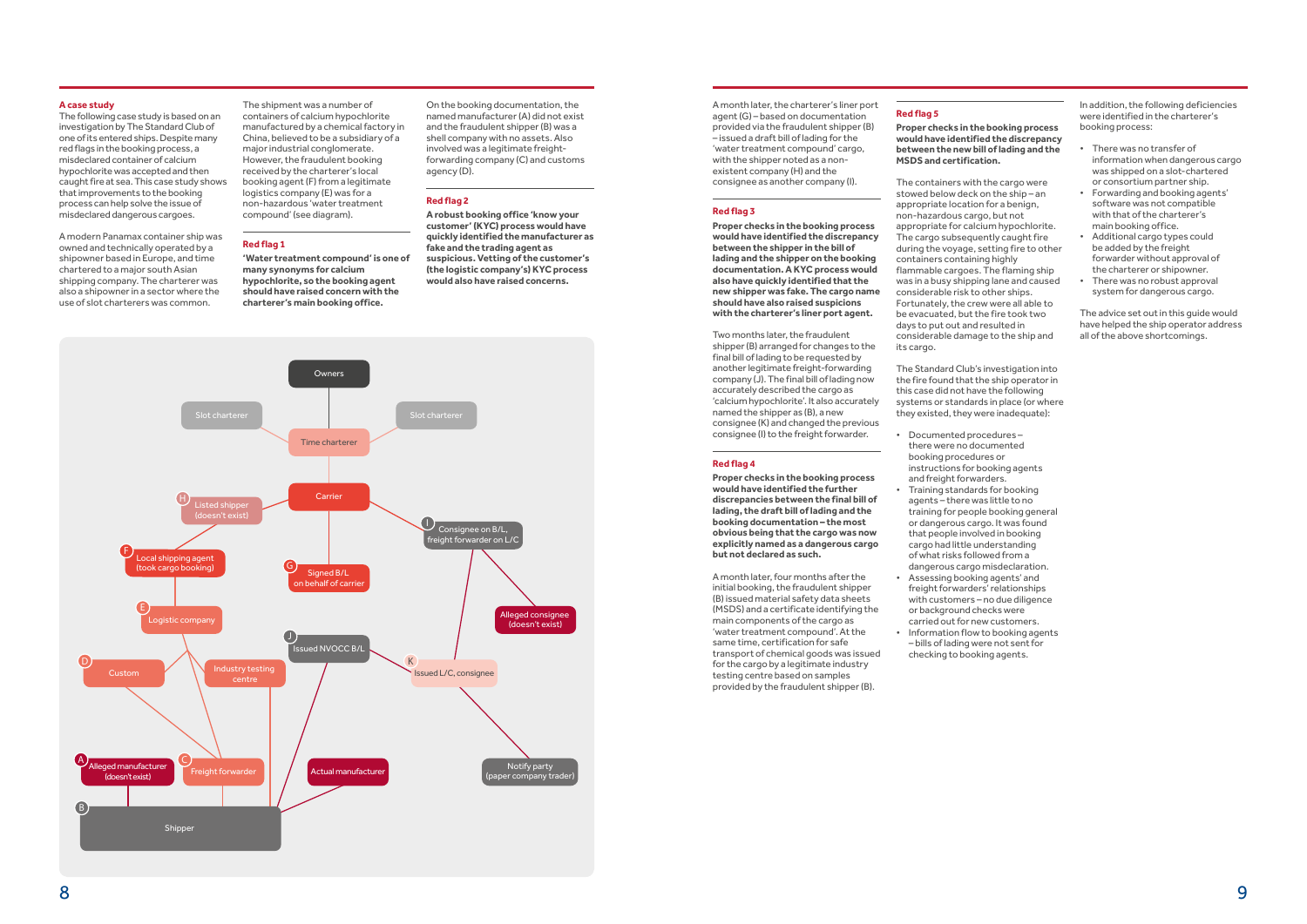## A case study

The following case study is based on an investigation by The Standard Club of one of its entered ships. Despite many red flags in the booking process, a misdeclared container of calcium hypochlorite was accepted and then caught fire at sea. This case study shows that improvements to the booking process can help solve the issue of misdeclared dangerous cargoes.

A modern Panamax container ship was owned and technically operated by a shipowner based in Europe, and time chartered to a major south Asian shipping company. The charterer was also a shipowner in a sector where the use of slot charterers was common.

The shipment was a number of containers of calcium hypochlorite manufactured by a chemical factory in China, believed to be a subsidiary of a major industrial conglomerate. However, the fraudulent booking received by the charterer's local booking agent (F) from a legitimate logistics company (E) was for a non-hazardous 'water treatment compound' (see diagram).

### Red flag 1

**'Water treatment compound' is one of many synonyms for calcium hypochlorite, so the booking agent should have raised concern with the charterer's main booking office.**

On the booking documentation, the named manufacturer (A) did not exist and the fraudulent shipper (B) was a shell company with no assets. Also involved was a legitimate freight-forwarding company (C) and customs agency (D).

### Red flag 2

**A robust booking office 'know your customer' (KYC) process would have quickly identified the manufacturer as fake and the trading agent as suspicious. Vetting of the customer's (the logistic company's) KYC process would also have raised concerns.**

Owners

Time charterer

Slot charterer

Slot charterer

Carrier

H Listed shipper (doesn't exist)

F Local shipping agent (took cargo booking)

G Signed B/L on behalf of carrier

I Consignee on B/L, freight forwarder on L/C

E Logistic company

Alleged consignee (doesn't exist)

J Issued NVOCC B/L

D Custom

Industry testing centre

K Issued L/C, consignee

A Alleged manufacturer (doesn't exist)

C Freight forwarder

Actual manufacturer

Notify party (paper company trader)

B Shipper

A month later, the charterer's liner port agent (G) – based on documentation provided via the fraudulent shipper (B) – issued a draft bill of lading for the 'water treatment compound' cargo, with the shipper noted as a non-existent company (H) and the consignee as another company (I).

### Red flag 3

**Proper checks in the booking process would have identified the discrepancy between the shipper in the bill of lading and the shipper on the booking documentation. A KYC process would also have quickly identified that the new shipper was fake. The cargo name should have also raised suspicions with the charterer's liner port agent.**

Two months later, the fraudulent shipper (B) arranged for changes to the final bill of lading to be requested by another legitimate freight-forwarding company (J). The final bill of lading now accurately described the cargo as 'calcium hypochlorite'. It also accurately named the shipper as (B), a new consignee (K) and changed the previous consignee (I) to the freight forwarder.

### Red flag 4

**Proper checks in the booking process would have identified the further discrepancies between the final bill of lading, the draft bill of lading and the booking documentation – the most obvious being that the cargo was now explicitly named as a dangerous cargo but not declared as such.**

A month later, four months after the initial booking, the fraudulent shipper (B) issued material safety data sheets (MSDS) and a certificate identifying the main components of the cargo as 'water treatment compound'. At the same time, certification for safe transport of chemical goods was issued for the cargo by a legitimate industry testing centre based on samples provided by the fraudulent shipper (B).

### Red flag 5

**Proper checks in the booking process would have identified the discrepancy between the new bill of lading and the MSDS and certification.**

The containers with the cargo were stowed below deck on the ship – an appropriate location for a benign, non-hazardous cargo, but not appropriate for calcium hypochlorite. The cargo subsequently caught fire during the voyage, setting fire to other containers containing highly flammable cargoes. The flaming ship was in a busy shipping lane and caused considerable risk to other ships. Fortunately, the crew were all able to be evacuated, but the fire took two days to put out and resulted in considerable damage to the ship and its cargo.

The Standard Club's investigation into the fire found that the ship operator in this case did not have the following systems or standards in place (or where they existed, they were inadequate):

- Documented procedures – there were no documented booking procedures or instructions for booking agents and freight forwarders.
- Training standards for booking agents – there was little to no training for people booking general or dangerous cargo. It was found that people involved in booking cargo had little understanding of what risks followed from a dangerous cargo misdeclaration.
- Assessing booking agents' and freight forwarders' relationships with customers – no due diligence or background checks were carried out for new customers.
- Information flow to booking agents – bills of lading were not sent for checking to booking agents.

In addition, the following deficiencies were identified in the charterer's booking process:

- There was no transfer of information when dangerous cargo was shipped on a slot-chartered or consortium partner ship.
- Forwarding and booking agents' software was not compatible with that of the charterer's main booking office.
- Additional cargo types could be added by the freight forwarder without approval of the charterer or shipowner.
- There was no robust approval system for dangerous cargo.

The advice set out in this guide would have helped the ship operator address all of the above shortcomings.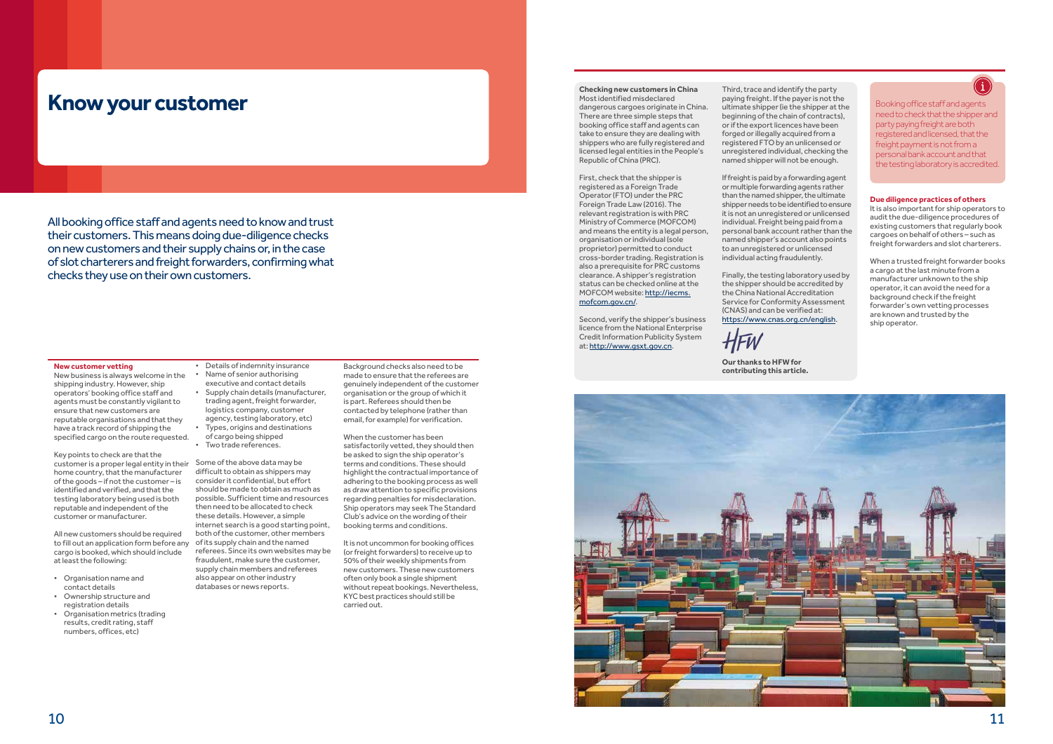# Know your customer

All booking office staff and agents need to know and trust their customers. This means doing due-diligence checks on new customers and their supply chains or, in the case of slot charterers and freight forwarders, confirming what checks they use on their own customers.

**New customer vetting**

New business is always welcome in the shipping industry. However, ship operators' booking office staff and agents must be constantly vigilant to ensure that new customers are reputable organisations and that they have a track record of shipping the specified cargo on the route requested.

Key points to check are that the customer is a proper legal entity in their home country, that the manufacturer of the goods – if not the customer – is identified and verified, and that the testing laboratory being used is both reputable and independent of the customer or manufacturer.

All new customers should be required to fill out an application form before any cargo is booked, which should include at least the following:

- Organisation name and contact details
- Ownership structure and registration details
- Organisation metrics (trading results, credit rating, staff numbers, offices, etc)
- Details of indemnity insurance
- Name of senior authorising executive and contact details
- Supply chain details (manufacturer, trading agent, freight forwarder, logistics company, customer agency, testing laboratory, etc)
- Types, origins and destinations of cargo being shipped
- Two trade references.

Some of the above data may be difficult to obtain as shippers may consider it confidential, but effort should be made to obtain as much as possible. Sufficient time and resources then need to be allocated to check these details. However, a simple internet search is a good starting point, both of the customer, other members of its supply chain and the named referees. Since its own websites may be fraudulent, make sure the customer, supply chain members and referees also appear on other industry databases or news reports.

Background checks also need to be made to ensure that the referees are genuinely independent of the customer organisation or the group of which it is part. Referees should then be contacted by telephone (rather than email, for example) for verification.

When the customer has been satisfactorily vetted, they should then be asked to sign the ship operator's terms and conditions. These should highlight the contractual importance of adhering to the booking process as well as draw attention to specific provisions regarding penalties for misdeclaration. Ship operators may seek The Standard Club's advice on the wording of their booking terms and conditions.

It is not uncommon for booking offices (or freight forwarders) to receive up to 50% of their weekly shipments from new customers. These new customers often only book a single shipment without repeat bookings. Nevertheless, KYC best practices should still be carried out.

**Checking new customers in China**

Most identified misdeclared dangerous cargoes originate in China. There are three simple steps that booking office staff and agents can take to ensure they are dealing with shippers who are fully registered and licensed legal entities in the People's Republic of China (PRC).

First, check that the shipper is registered as a Foreign Trade Operator (FTO) under the PRC Foreign Trade Law (2016). The relevant registration is with PRC Ministry of Commerce (MOFCOM) and means the entity is a legal person, organisation or individual (sole proprietor) permitted to conduct cross-border trading. Registration is also a prerequisite for PRC customs clearance. A shipper's registration status can be checked online at the MOFCOM website: http://iecms.mofcom.gov.cn/.

Second, verify the shipper's business licence from the National Enterprise Credit Information Publicity System at: http://www.gsxt.gov.cn.

Third, trace and identify the party paying freight. If the payer is not the ultimate shipper (ie the shipper at the beginning of the chain of contracts), or if the export licences have been forged or illegally acquired from a registered FTO by an unlicensed or unregistered individual, checking the named shipper will not be enough.

If freight is paid by a forwarding agent or multiple forwarding agents rather than the named shipper, the ultimate shipper needs to be identified to ensure it is not an unregistered or unlicensed individual. Freight being paid from a personal bank account rather than the named shipper's account also points to an unregistered or unlicensed individual acting fraudulently.

Finally, the testing laboratory used by the shipper should be accredited by the China National Accreditation Service for Conformity Assessment (CNAS) and can be verified at: https://www.cnas.org.cn/english.

HFW

**Our thanks to HFW for contributing this article.**

Booking office staff and agents need to check that the shipper and party paying freight are both registered and licensed, that the freight payment is not from a personal bank account and that the testing laboratory is accredited.

**Due diligence practices of others**

It is also important for ship operators to audit the due-diligence procedures of existing customers that regularly book cargoes on behalf of others – such as freight forwarders and slot charterers.

When a trusted freight forwarder books a cargo at the last minute from a manufacturer unknown to the ship operator, it can avoid the need for a background check if the freight forwarder's own vetting processes are known and trusted by the ship operator.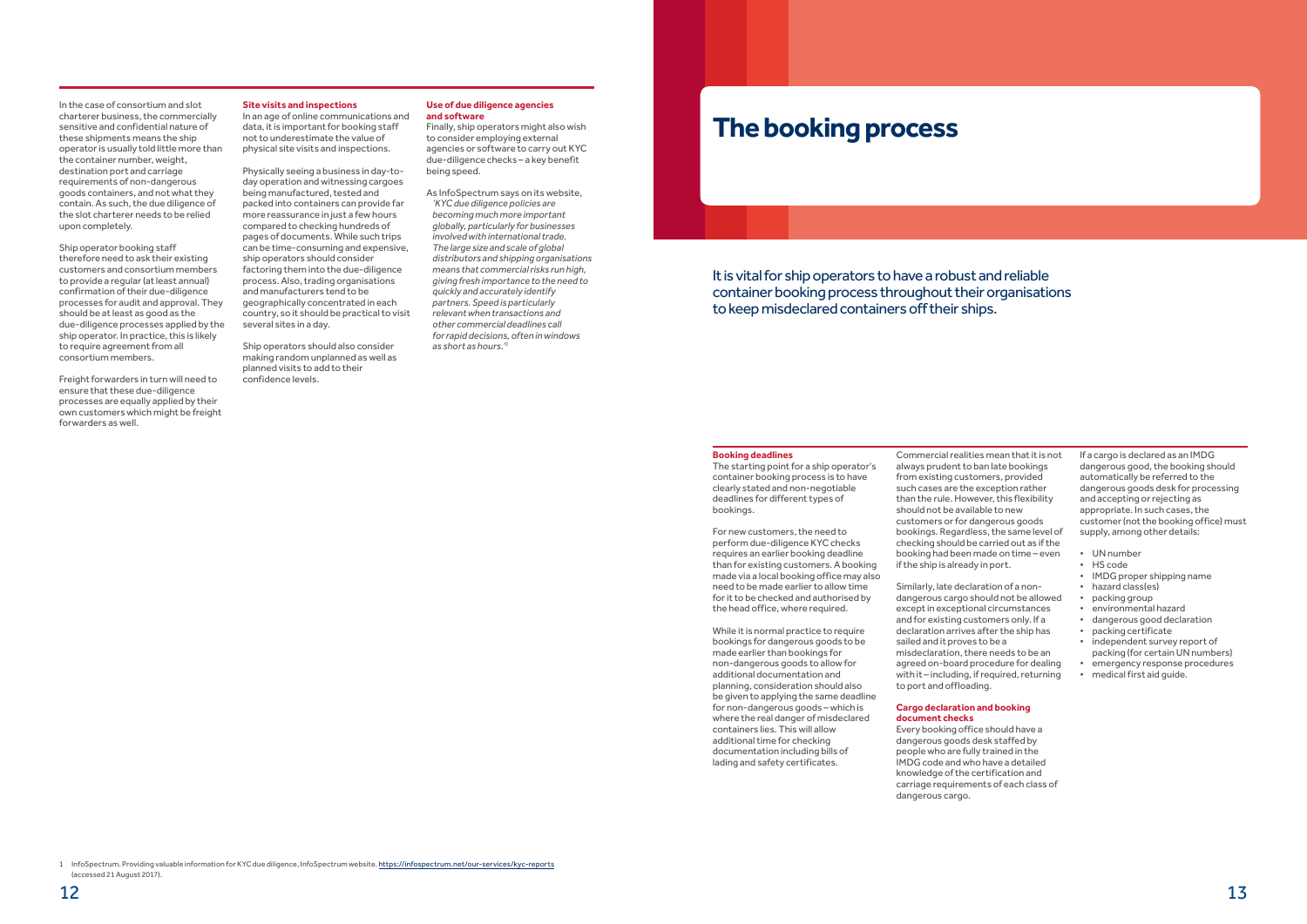In the case of consortium and slot charterer business, the commercially sensitive and confidential nature of these shipments means the ship operator is usually told little more than the container number, weight, destination port and carriage requirements of non-dangerous goods containers, and not what they contain. As such, the due diligence of the slot charterer needs to be relied upon completely.

Ship operator booking staff therefore need to ask their existing customers and consortium members to provide a regular (at least annual) confirmation of their due-diligence processes for audit and approval. They should be at least as good as the due-diligence processes applied by the ship operator. In practice, this is likely to require agreement from all consortium members.

Freight forwarders in turn will need to ensure that these due-diligence processes are equally applied by their own customers which might be freight forwarders as well.

**Site visits and inspections**

In an age of online communications and data, it is important for booking staff not to underestimate the value of physical site visits and inspections.

Physically seeing a business in day-to-day operation and witnessing cargoes being manufactured, tested and packed into containers can provide far more reassurance in just a few hours compared to checking hundreds of pages of documents. While such trips can be time-consuming and expensive, ship operators should consider factoring them into the due-diligence process. Also, trading organisations and manufacturers tend to be geographically concentrated in each country, so it should be practical to visit several sites in a day.

Ship operators should also consider making random unplanned as well as planned visits to add to their confidence levels.

**Use of due diligence agencies and software**

Finally, ship operators might also wish to consider employing external agencies or software to carry out KYC due-diligence checks – a key benefit being speed.

As InfoSpectrum says on its website, *'KYC due diligence policies are becoming much more important globally, particularly for businesses involved with international trade. The large size and scale of global distributors and shipping organisations means that commercial risks run high, giving fresh importance to the need to quickly and accurately identify partners. Speed is particularly relevant when transactions and other commercial deadlines call for rapid decisions, often in windows as short as hours.'*[1]

1 InfoSpectrum. Providing valuable information for KYC due diligence, InfoSpectrum website. https://infospectrum.net/our-services/kyc-reports (accessed 21 August 2017).

# The booking process

It is vital for ship operators to have a robust and reliable container booking process throughout their organisations to keep misdeclared containers off their ships.

**Booking deadlines**

The starting point for a ship operator's container booking process is to have clearly stated and non-negotiable deadlines for different types of bookings.

For new customers, the need to perform due-diligence KYC checks requires an earlier booking deadline than for existing customers. A booking made via a local booking office may also need to be made earlier to allow time for it to be checked and authorised by the head office, where required.

While it is normal practice to require bookings for dangerous goods to be made earlier than bookings for non-dangerous goods to allow for additional documentation and planning, consideration should also be given to applying the same deadline for non-dangerous goods – which is where the real danger of misdeclared containers lies. This will allow additional time for checking documentation including bills of lading and safety certificates.

Commercial realities mean that it is not always prudent to ban late bookings from existing customers, provided such cases are the exception rather than the rule. However, this flexibility should not be available to new customers or for dangerous goods bookings. Regardless, the same level of checking should be carried out as if the booking had been made on time – even if the ship is already in port.

Similarly, late declaration of a non-dangerous cargo should not be allowed except in exceptional circumstances and for existing customers only. If a declaration arrives after the ship has sailed and it proves to be a misdeclaration, there needs to be an agreed on-board procedure for dealing with it – including, if required, returning to port and offloading.

**Cargo declaration and booking document checks**

Every booking office should have a dangerous goods desk staffed by people who are fully trained in the IMDG code and who have a detailed knowledge of the certification and carriage requirements of each class of dangerous cargo.

If a cargo is declared as an IMDG dangerous good, the booking should automatically be referred to the dangerous goods desk for processing and accepting or rejecting as appropriate. In such cases, the customer (not the booking office) must supply, among other details:

- UN number
- HS code
- IMDG proper shipping name
- hazard class(es)
- packing group
- environmental hazard
- dangerous good declaration
- packing certificate
- independent survey report of packing (for certain UN numbers)
- emergency response procedures
- medical first aid guide.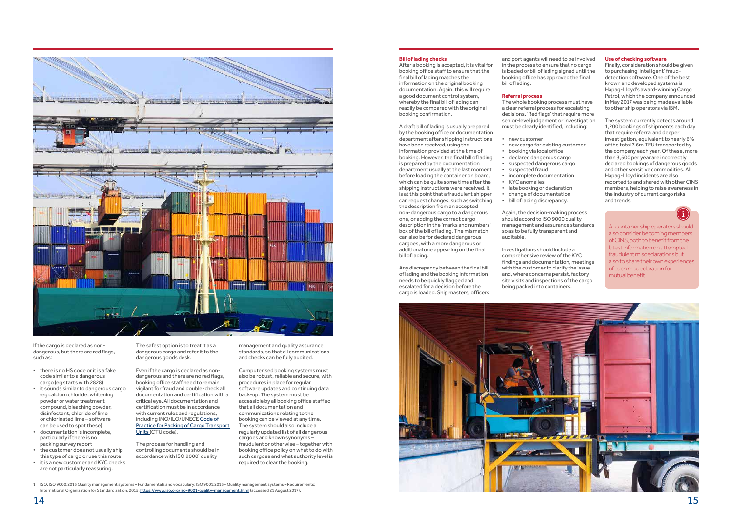If the cargo is declared as non-dangerous, but there are red flags, such as:

- there is no HS code or it is a fake code similar to a dangerous cargo (eg starts with 2828)
- it sounds similar to dangerous cargo (eg calcium chloride, whitening powder or water treatment compound, bleaching powder, disinfectant, chloride of lime or chlorinated lime – software can be used to spot these)
- documentation is incomplete, particularly if there is no packing survey report
- the customer does not usually ship this type of cargo or use this route
- it is a new customer and KYC checks are not particularly reassuring.

The safest option is to treat it as a dangerous cargo and refer it to the dangerous goods desk.

Even if the cargo is declared as non-dangerous and there are no red flags, booking office staff need to remain vigilant for fraud and double-check all documentation and certification with a critical eye. All documentation and certification must be in accordance with current rules and regulations, including IMO/ILO/UNECE Code of Practice for Packing of Cargo Transport Units (CTU code).

The process for handling and controlling documents should be in accordance with ISO 9000[1] quality management and quality assurance standards, so that all communications and checks can be fully audited.

Computerised booking systems must also be robust, reliable and secure, with procedures in place for regular software updates and continuing data back-up. The system must be accessible by all booking office staff so that all documentation and communications relating to the booking can be viewed at any time. The system should also include a regularly updated list of all dangerous cargoes and known synonyms – fraudulent or otherwise – together with booking office policy on what to do with such cargoes and what authority level is required to clear the booking.

**Bill of lading checks**

After a booking is accepted, it is vital for booking office staff to ensure that the final bill of lading matches the information on the original booking documentation. Again, this will require a good document control system, whereby the final bill of lading can readily be compared with the original booking confirmation.

A draft bill of lading is usually prepared by the booking office or documentation department after shipping instructions have been received, using the information provided at the time of booking. However, the final bill of lading is prepared by the documentation department usually at the last moment before loading the container on board, which can be quite some time after the shipping instructions were received. It is at this point that a fraudulent shipper can request changes, such as switching the description from an accepted non-dangerous cargo to a dangerous one, or adding the correct cargo description in the 'marks and numbers' box of the bill of lading. The mismatch can also be for declared dangerous cargoes, with a more dangerous or additional one appearing on the final bill of lading.

Any discrepancy between the final bill of lading and the booking information needs to be quickly flagged and escalated for a decision before the cargo is loaded. Ship masters, officers and port agents will need to be involved in the process to ensure that no cargo is loaded or bill of lading signed until the booking office has approved the final bill of lading.

**Referral process**

The whole booking process must have a clear referral process for escalating decisions. 'Red flags' that require more senior-level judgement or investigation must be clearly identified, including:

- new customer
- new cargo for existing customer
- booking via local office
- declared dangerous cargo
- suspected dangerous cargo
- suspected fraud
- incomplete documentation
- KYC anomalies
- late booking or declaration
- change of documentation
- bill of lading discrepancy.

Again, the decision-making process should accord to ISO 9000 quality management and assurance standards so as to be fully transparent and auditable.

Investigations should include a comprehensive review of the KYC findings and documentation, meetings with the customer to clarify the issue and, where concerns persist, factory site visits and inspections of the cargo being packed into containers.

**Use of checking software**

Finally, consideration should be given to purchasing 'intelligent' fraud-detection software. One of the best known and developed systems is Hapag-Lloyd's award-winning Cargo Patrol, which the company announced in May 2017 was being made available to other ship operators via IBM.

The system currently detects around 1,200 bookings of shipments each day that require referral and deeper investigation, equivalent to nearly 6% of the total 7.6m TEU transported by the company each year. Of these, more than 3,500 per year are incorrectly declared bookings of dangerous goods and other sensitive commodities. All Hapag-Lloyd incidents are also reported to and shared with other CINS members, helping to raise awareness in the industry of current cargo risks and trends.

All container ship operators should also consider becoming members of CINS, both to benefit from the latest information on attempted fraudulent misdeclarations but also to share their own experiences of such misdeclaration for mutual benefit.

1 ISO. ISO 9000:2015 Quality management systems – Fundamentals and vocabulary; ISO 9001:2015 - Quality management systems – Requirements; International Organization for Standardization, 2015. https://www.iso.org/iso-9001-quality-management.html (accessed 21 August 2017).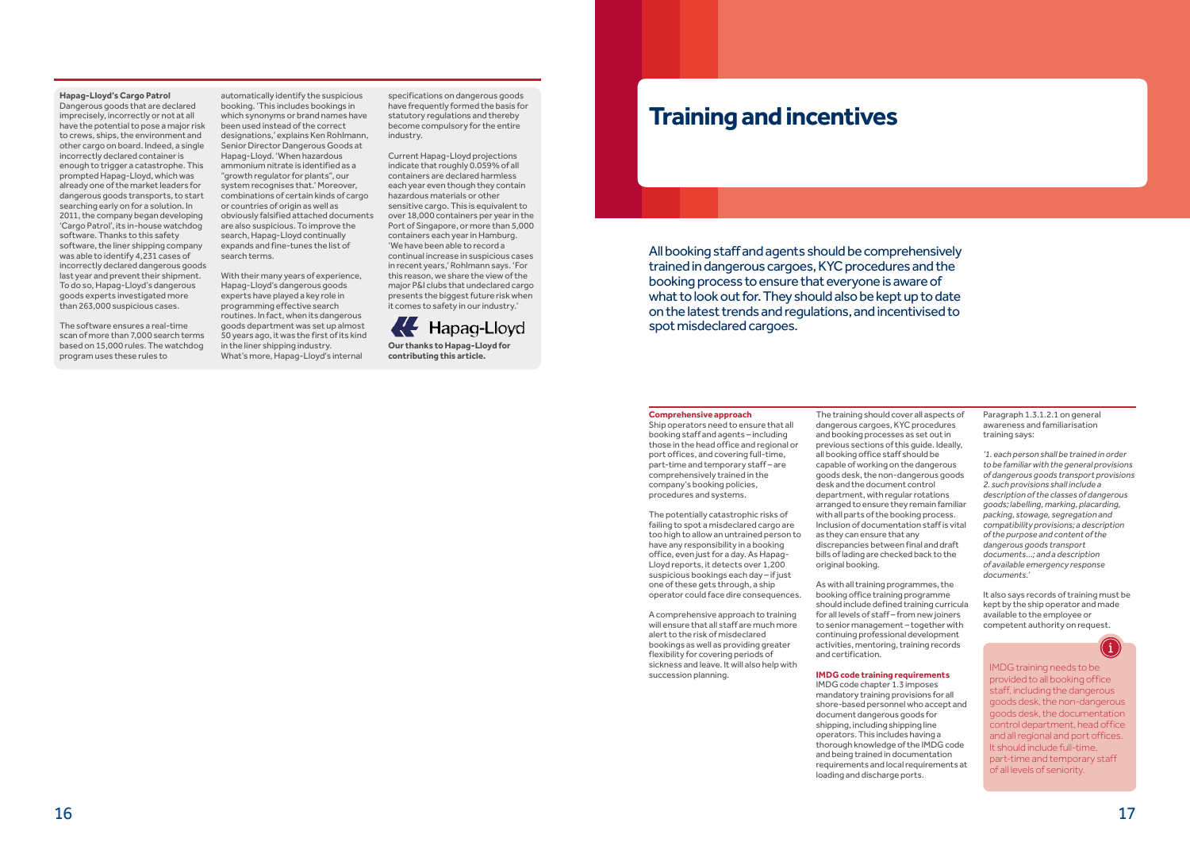### Hapag-Lloyd's Cargo Patrol

Dangerous goods that are declared imprecisely, incorrectly or not at all have the potential to pose a major risk to crews, ships, the environment and other cargo on board. Indeed, a single incorrectly declared container is enough to trigger a catastrophe. This prompted Hapag-Lloyd, which was already one of the market leaders for dangerous goods transports, to start searching early on for a solution. In 2011, the company began developing 'Cargo Patrol', its in-house watchdog software. Thanks to this safety software, the liner shipping company was able to identify 4,231 cases of incorrectly declared dangerous goods last year and prevent their shipment. To do so, Hapag-Lloyd's dangerous goods experts investigated more than 263,000 suspicious cases.

The software ensures a real-time scan of more than 7,000 search terms based on 15,000 rules. The watchdog program uses these rules to automatically identify the suspicious booking. 'This includes bookings in which synonyms or brand names have been used instead of the correct designations,' explains Ken Rohlmann, Senior Director Dangerous Goods at Hapag-Lloyd. 'When hazardous ammonium nitrate is identified as a "growth regulator for plants", our system recognises that.' Moreover, combinations of certain kinds of cargo or countries of origin as well as obviously falsified attached documents are also suspicious. To improve the search, Hapag-Lloyd continually expands and fine-tunes the list of search terms.

With their many years of experience, Hapag-Lloyd's dangerous goods experts have played a key role in programming effective search routines. In fact, when its dangerous goods department was set up almost 50 years ago, it was the first of its kind in the liner shipping industry. What's more, Hapag-Lloyd's internal specifications on dangerous goods have frequently formed the basis for statutory regulations and thereby become compulsory for the entire industry.

Current Hapag-Lloyd projections indicate that roughly 0.059% of all containers are declared harmless each year even though they contain hazardous materials or other sensitive cargo. This is equivalent to over 18,000 containers per year in the Port of Singapore, or more than 5,000 containers each year in Hamburg. 'We have been able to record a continual increase in suspicious cases in recent years,' Rohlmann says. 'For this reason, we share the view of the major P&I clubs that undeclared cargo presents the biggest future risk when it comes to safety in our industry.'

Hapag-Lloyd

**Our thanks to Hapag-Lloyd for contributing this article.**

# Training and incentives

All booking staff and agents should be comprehensively trained in dangerous cargoes, KYC procedures and the booking process to ensure that everyone is aware of what to look out for. They should also be kept up to date on the latest trends and regulations, and incentivised to spot misdeclared cargoes.

### Comprehensive approach

Ship operators need to ensure that all booking staff and agents – including those in the head office and regional or port offices, and covering full-time, part-time and temporary staff – are comprehensively trained in the company's booking policies, procedures and systems.

The potentially catastrophic risks of failing to spot a misdeclared cargo are too high to allow an untrained person to have any responsibility in a booking office, even just for a day. As Hapag-Lloyd reports, it detects over 1,200 suspicious bookings each day – if just one of these gets through, a ship operator could face dire consequences.

A comprehensive approach to training will ensure that all staff are much more alert to the risk of misdeclared bookings as well as providing greater flexibility for covering periods of sickness and leave. It will also help with succession planning.

The training should cover all aspects of dangerous cargoes, KYC procedures and booking processes as set out in previous sections of this guide. Ideally, all booking office staff should be capable of working on the dangerous goods desk, the non-dangerous goods desk and the document control department, with regular rotations arranged to ensure they remain familiar with all parts of the booking process. Inclusion of documentation staff is vital as they can ensure that any discrepancies between final and draft bills of lading are checked back to the original booking.

As with all training programmes, the booking office training programme should include defined training curricula for all levels of staff – from new joiners to senior management – together with continuing professional development activities, mentoring, training records and certification.

### IMDG code training requirements

IMDG code chapter 1.3 imposes mandatory training provisions for all shore-based personnel who accept and document dangerous goods for shipping, including shipping line operators. This includes having a thorough knowledge of the IMDG code and being trained in documentation requirements and local requirements at loading and discharge ports.

Paragraph 1.3.1.2.1 on general awareness and familiarisation training says:

*'1. each person shall be trained in order to be familiar with the general provisions of dangerous goods transport provisions 2. such provisions shall include a description of the classes of dangerous goods; labelling, marking, placarding, packing, stowage, segregation and compatibility provisions; a description of the purpose and content of the dangerous goods transport documents...; and a description of available emergency response documents.'*

It also says records of training must be kept by the ship operator and made available to the employee or competent authority on request.

IMDG training needs to be provided to all booking office staff, including the dangerous goods desk, the non-dangerous goods desk, the documentation control department, head office and all regional and port offices. It should include full-time, part-time and temporary staff of all levels of seniority.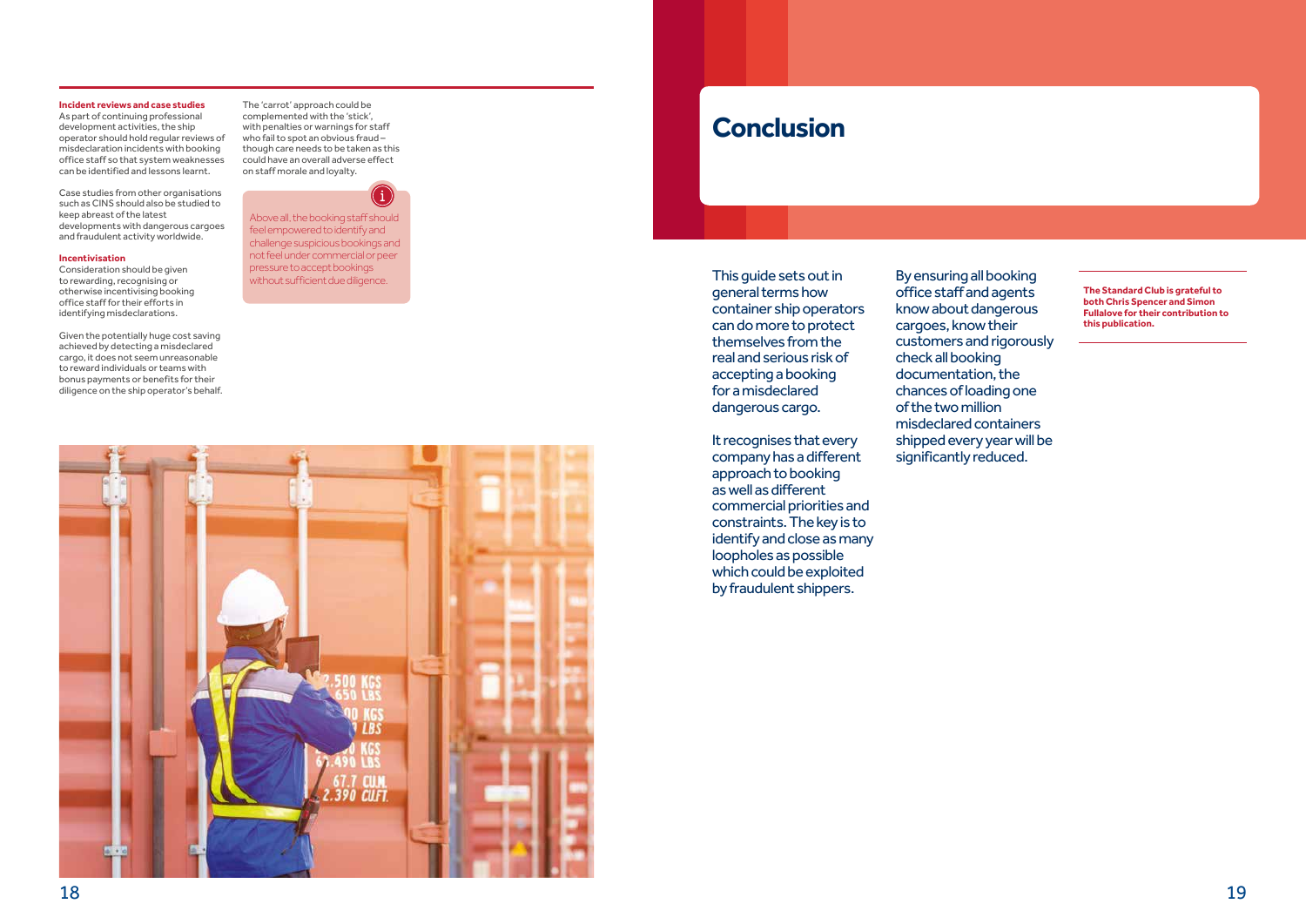**Incident reviews and case studies**
As part of continuing professional development activities, the ship operator should hold regular reviews of misdeclaration incidents with booking office staff so that system weaknesses can be identified and lessons learnt.

Case studies from other organisations such as CINS should also be studied to keep abreast of the latest developments with dangerous cargoes and fraudulent activity worldwide.

**Incentivisation**
Consideration should be given to rewarding, recognising or otherwise incentivising booking office staff for their efforts in identifying misdeclarations.

Given the potentially huge cost saving achieved by detecting a misdeclared cargo, it does not seem unreasonable to reward individuals or teams with bonus payments or benefits for their diligence on the ship operator's behalf.

The 'carrot' approach could be complemented with the 'stick', with penalties or warnings for staff who fail to spot an obvious fraud – though care needs to be taken as this could have an overall adverse effect on staff morale and loyalty.

Above all, the booking staff should feel empowered to identify and challenge suspicious bookings and not feel under commercial or peer pressure to accept bookings without sufficient due diligence.

# Conclusion

This guide sets out in general terms how container ship operators can do more to protect themselves from the real and serious risk of accepting a booking for a misdeclared dangerous cargo.

It recognises that every company has a different approach to booking as well as different commercial priorities and constraints. The key is to identify and close as many loopholes as possible which could be exploited by fraudulent shippers.

By ensuring all booking office staff and agents know about dangerous cargoes, know their customers and rigorously check all booking documentation, the chances of loading one of the two million misdeclared containers shipped every year will be significantly reduced.

**The Standard Club is grateful to both Chris Spencer and Simon Fullalove for their contribution to this publication.**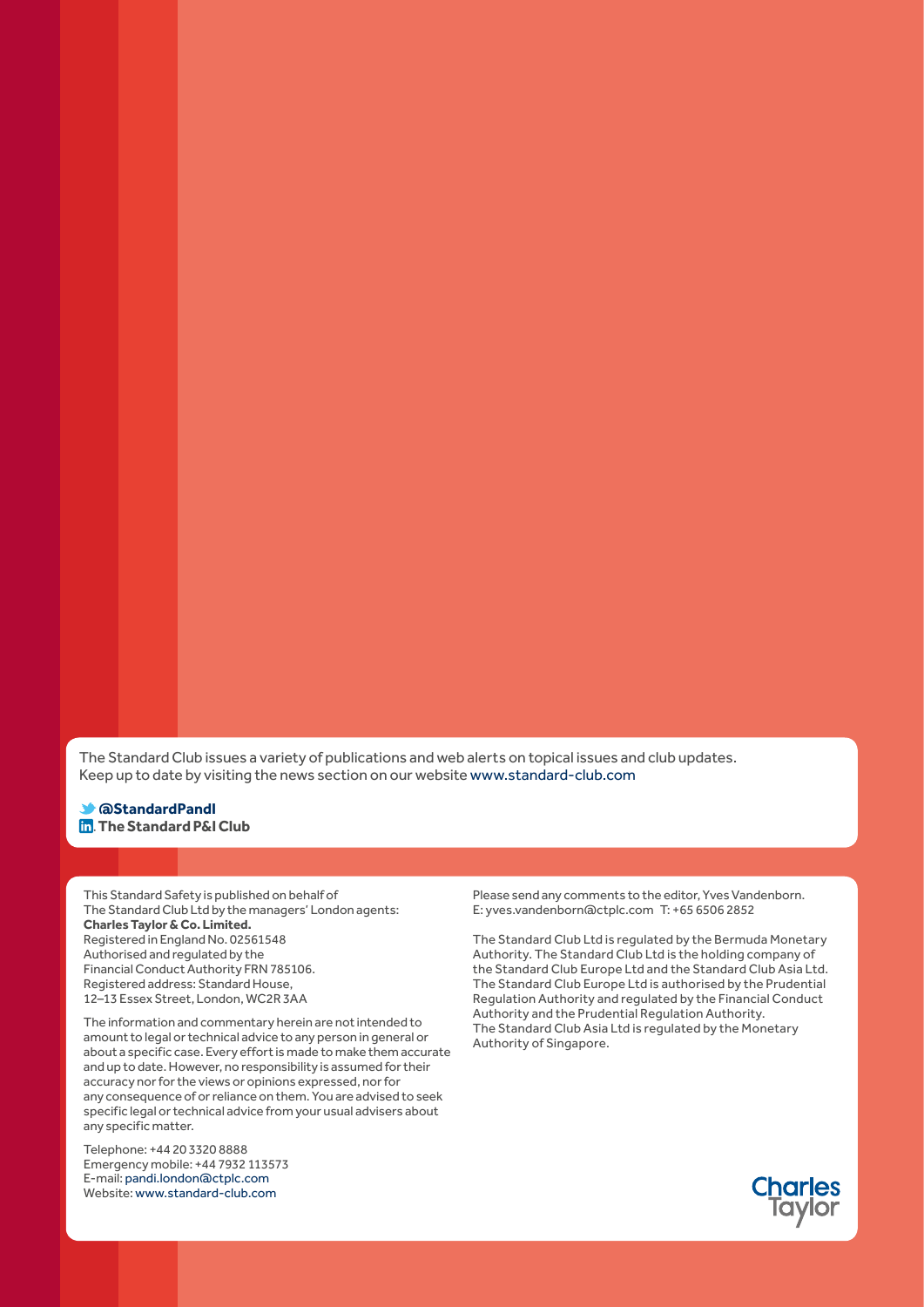The Standard Club issues a variety of publications and web alerts on topical issues and club updates. Keep up to date by visiting the news section on our website www.standard-club.com

**@StandardPandI**
**The Standard P&I Club**

This Standard Safety is published on behalf of The Standard Club Ltd by the managers' London agents:
**Charles Taylor & Co. Limited.**
Registered in England No. 02561548
Authorised and regulated by the Financial Conduct Authority FRN 785106.
Registered address: Standard House, 12–13 Essex Street, London, WC2R 3AA

The information and commentary herein are not intended to amount to legal or technical advice to any person in general or about a specific case. Every effort is made to make them accurate and up to date. However, no responsibility is assumed for their accuracy nor for the views or opinions expressed, nor for any consequence of or reliance on them. You are advised to seek specific legal or technical advice from your usual advisers about any specific matter.

Telephone: +44 20 3320 8888
Emergency mobile: +44 7932 113573
E-mail: pandi.london@ctplc.com
Website: www.standard-club.com

Please send any comments to the editor, Yves Vandenborn.
E: yves.vandenborn@ctplc.com T: +65 6506 2852

The Standard Club Ltd is regulated by the Bermuda Monetary Authority. The Standard Club Ltd is the holding company of the Standard Club Europe Ltd and the Standard Club Asia Ltd. The Standard Club Europe Ltd is authorised by the Prudential Regulation Authority and regulated by the Financial Conduct Authority and the Prudential Regulation Authority.
The Standard Club Asia Ltd is regulated by the Monetary Authority of Singapore.

Charles Taylor